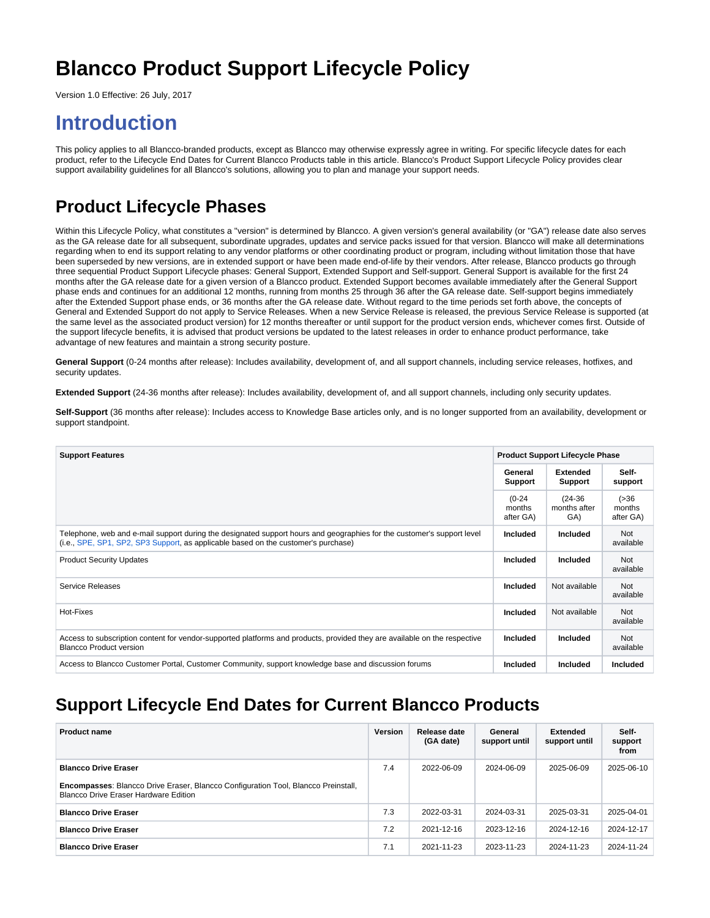# Blancco Product Support Lifecycle Policy

Version 1.0 Effective: 26 July, 2017

## Introduction

This policy applies to all Blancco-branded products, except as Blancco may otherwise expressly agree in writing. For specific lifecycle dates for each product, refer to the Lifecycle End Dates for Current Blancco Products table in this article. Blancco's Product Support Lifecycle Policy provides clear support availability guidelines for all Blancco's solutions, allowing you to plan and manage your support needs.

## Product Lifecycle Phases

Within this Lifecycle Policy, what constitutes a "version" is determined by Blancco. A given version's general availability (or "GA") release date also serves as the GA release date for all subsequent, subordinate upgrades, updates and service packs issued for that version. Blancco will make all determinations regarding when to end its support relating to any vendor platforms or other coordinating product or program, including without limitation those that have been superseded by new versions, are in extended support or have been made end-of-life by their vendors. After release, Blancco products go through three sequential Product Support Lifecycle phases: General Support, Extended Support and Self-support. General Support is available for the first 24 months after the GA release date for a given version of a Blancco product. Extended Support becomes available immediately after the General Support phase ends and continues for an additional 12 months, running from months 25 through 36 after the GA release date. Self-support begins immediately after the Extended Support phase ends, or 36 months after the GA release date. Without regard to the time periods set forth above, the concepts of General and Extended Support do not apply to Service Releases. When a new Service Release is released, the previous Service Release is supported (at the same level as the associated product version) for 12 months thereafter or until support for the product version ends, whichever comes first. Outside of the support lifecycle benefits, it is advised that product versions be updated to the latest releases in order to enhance product performance, take advantage of new features and maintain a strong security posture.

**General Support** (0-24 months after release): Includes availability, development of, and all support channels, including service releases, hotfixes, and security updates.

**Extended Support** (24-36 months after release): Includes availability, development of, and all support channels, including only security updates.

**Self-Support** (36 months after release): Includes access to Knowledge Base articles only, and is no longer supported from an availability, development or support standpoint.

| Support Features | Product Support Lifecycle Phase | | |
|---|---|---|---|
| | General Support | Extended Support | Self-support |
| | (0-24 months after GA) | (24-36 months after GA) | (>36 months after GA) |
| Telephone, web and e-mail support during the designated support hours and geographies for the customer's support level (i.e., SPE, SP1, SP2, SP3 Support, as applicable based on the customer's purchase) | **Included** | **Included** | Not available |
| Product Security Updates | **Included** | **Included** | Not available |
| Service Releases | **Included** | Not available | Not available |
| Hot-Fixes | **Included** | Not available | Not available |
| Access to subscription content for vendor-supported platforms and products, provided they are available on the respective Blancco Product version | **Included** | **Included** | Not available |
| Access to Blancco Customer Portal, Customer Community, support knowledge base and discussion forums | **Included** | **Included** | **Included** |

## Support Lifecycle End Dates for Current Blancco Products

| Product name | Version | Release date (GA date) | General support until | Extended support until | Self-support from |
|---|---|---|---|---|---|
| **Blancco Drive Eraser**<br><br>**Encompasses**: Blancco Drive Eraser, Blancco Configuration Tool, Blancco Preinstall, Blancco Drive Eraser Hardware Edition | 7.4 | 2022-06-09 | 2024-06-09 | 2025-06-09 | 2025-06-10 |
| **Blancco Drive Eraser** | 7.3 | 2022-03-31 | 2024-03-31 | 2025-03-31 | 2025-04-01 |
| **Blancco Drive Eraser** | 7.2 | 2021-12-16 | 2023-12-16 | 2024-12-16 | 2024-12-17 |
| **Blancco Drive Eraser** | 7.1 | 2021-11-23 | 2023-11-23 | 2024-11-23 | 2024-11-24 |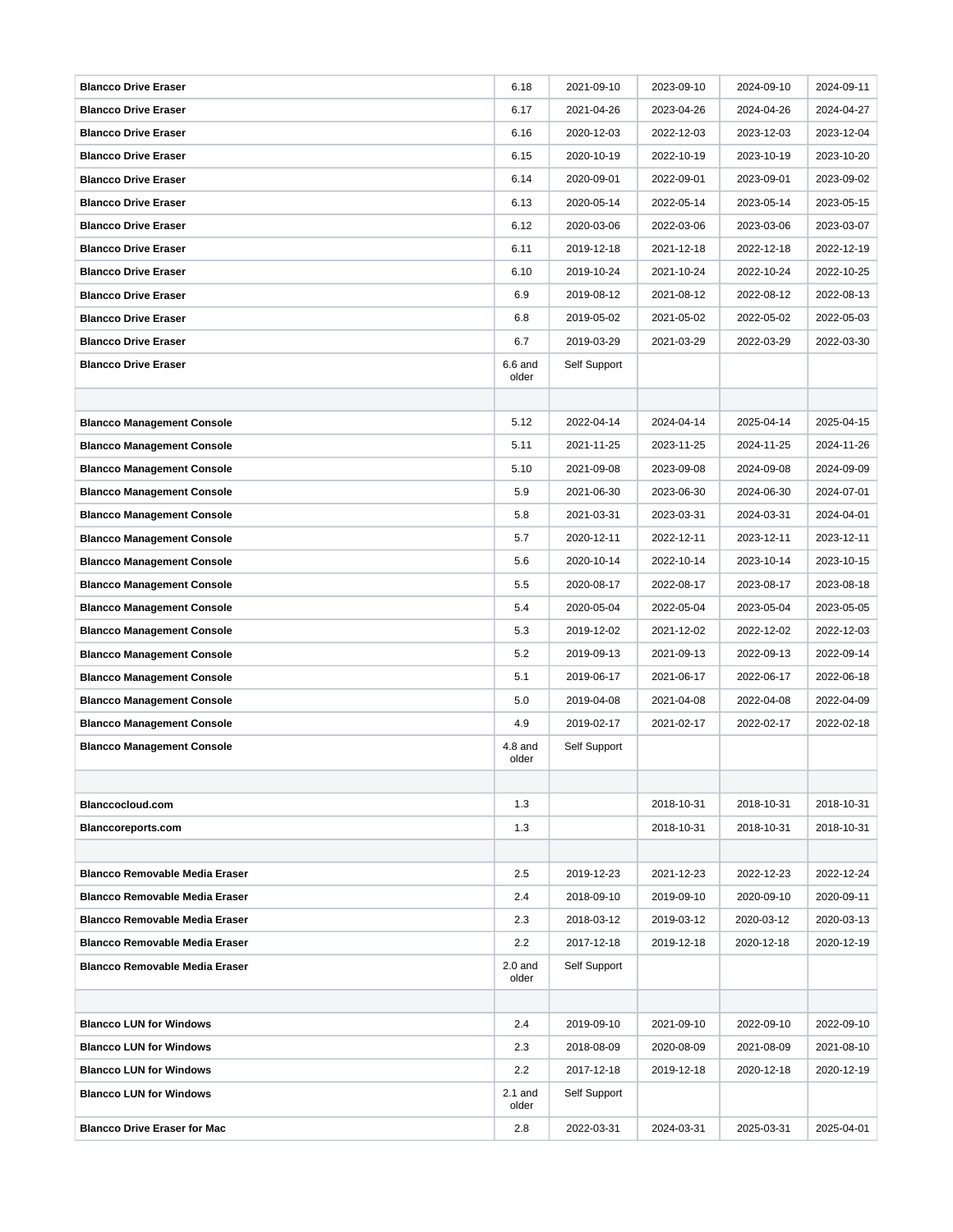| | | | | | |
|---|---|---|---|---|---|
| **Blancco Drive Eraser** | 6.18 | 2021-09-10 | 2023-09-10 | 2024-09-10 | 2024-09-11 |
| **Blancco Drive Eraser** | 6.17 | 2021-04-26 | 2023-04-26 | 2024-04-26 | 2024-04-27 |
| **Blancco Drive Eraser** | 6.16 | 2020-12-03 | 2022-12-03 | 2023-12-03 | 2023-12-04 |
| **Blancco Drive Eraser** | 6.15 | 2020-10-19 | 2022-10-19 | 2023-10-19 | 2023-10-20 |
| **Blancco Drive Eraser** | 6.14 | 2020-09-01 | 2022-09-01 | 2023-09-01 | 2023-09-02 |
| **Blancco Drive Eraser** | 6.13 | 2020-05-14 | 2022-05-14 | 2023-05-14 | 2023-05-15 |
| **Blancco Drive Eraser** | 6.12 | 2020-03-06 | 2022-03-06 | 2023-03-06 | 2023-03-07 |
| **Blancco Drive Eraser** | 6.11 | 2019-12-18 | 2021-12-18 | 2022-12-18 | 2022-12-19 |
| **Blancco Drive Eraser** | 6.10 | 2019-10-24 | 2021-10-24 | 2022-10-24 | 2022-10-25 |
| **Blancco Drive Eraser** | 6.9 | 2019-08-12 | 2021-08-12 | 2022-08-12 | 2022-08-13 |
| **Blancco Drive Eraser** | 6.8 | 2019-05-02 | 2021-05-02 | 2022-05-02 | 2022-05-03 |
| **Blancco Drive Eraser** | 6.7 | 2019-03-29 | 2021-03-29 | 2022-03-29 | 2022-03-30 |
| **Blancco Drive Eraser** | 6.6 and older | Self Support | | | |
| | | | | | |
| **Blancco Management Console** | 5.12 | 2022-04-14 | 2024-04-14 | 2025-04-14 | 2025-04-15 |
| **Blancco Management Console** | 5.11 | 2021-11-25 | 2023-11-25 | 2024-11-25 | 2024-11-26 |
| **Blancco Management Console** | 5.10 | 2021-09-08 | 2023-09-08 | 2024-09-08 | 2024-09-09 |
| **Blancco Management Console** | 5.9 | 2021-06-30 | 2023-06-30 | 2024-06-30 | 2024-07-01 |
| **Blancco Management Console** | 5.8 | 2021-03-31 | 2023-03-31 | 2024-03-31 | 2024-04-01 |
| **Blancco Management Console** | 5.7 | 2020-12-11 | 2022-12-11 | 2023-12-11 | 2023-12-11 |
| **Blancco Management Console** | 5.6 | 2020-10-14 | 2022-10-14 | 2023-10-14 | 2023-10-15 |
| **Blancco Management Console** | 5.5 | 2020-08-17 | 2022-08-17 | 2023-08-17 | 2023-08-18 |
| **Blancco Management Console** | 5.4 | 2020-05-04 | 2022-05-04 | 2023-05-04 | 2023-05-05 |
| **Blancco Management Console** | 5.3 | 2019-12-02 | 2021-12-02 | 2022-12-02 | 2022-12-03 |
| **Blancco Management Console** | 5.2 | 2019-09-13 | 2021-09-13 | 2022-09-13 | 2022-09-14 |
| **Blancco Management Console** | 5.1 | 2019-06-17 | 2021-06-17 | 2022-06-17 | 2022-06-18 |
| **Blancco Management Console** | 5.0 | 2019-04-08 | 2021-04-08 | 2022-04-08 | 2022-04-09 |
| **Blancco Management Console** | 4.9 | 2019-02-17 | 2021-02-17 | 2022-02-17 | 2022-02-18 |
| **Blancco Management Console** | 4.8 and older | Self Support | | | |
| | | | | | |
| **Blanccocloud.com** | 1.3 | | 2018-10-31 | 2018-10-31 | 2018-10-31 |
| **Blanccoreports.com** | 1.3 | | 2018-10-31 | 2018-10-31 | 2018-10-31 |
| | | | | | |
| **Blancco Removable Media Eraser** | 2.5 | 2019-12-23 | 2021-12-23 | 2022-12-23 | 2022-12-24 |
| **Blancco Removable Media Eraser** | 2.4 | 2018-09-10 | 2019-09-10 | 2020-09-10 | 2020-09-11 |
| **Blancco Removable Media Eraser** | 2.3 | 2018-03-12 | 2019-03-12 | 2020-03-12 | 2020-03-13 |
| **Blancco Removable Media Eraser** | 2.2 | 2017-12-18 | 2019-12-18 | 2020-12-18 | 2020-12-19 |
| **Blancco Removable Media Eraser** | 2.0 and older | Self Support | | | |
| | | | | | |
| **Blancco LUN for Windows** | 2.4 | 2019-09-10 | 2021-09-10 | 2022-09-10 | 2022-09-10 |
| **Blancco LUN for Windows** | 2.3 | 2018-08-09 | 2020-08-09 | 2021-08-09 | 2021-08-10 |
| **Blancco LUN for Windows** | 2.2 | 2017-12-18 | 2019-12-18 | 2020-12-18 | 2020-12-19 |
| **Blancco LUN for Windows** | 2.1 and older | Self Support | | | |
| **Blancco Drive Eraser for Mac** | 2.8 | 2022-03-31 | 2024-03-31 | 2025-03-31 | 2025-04-01 |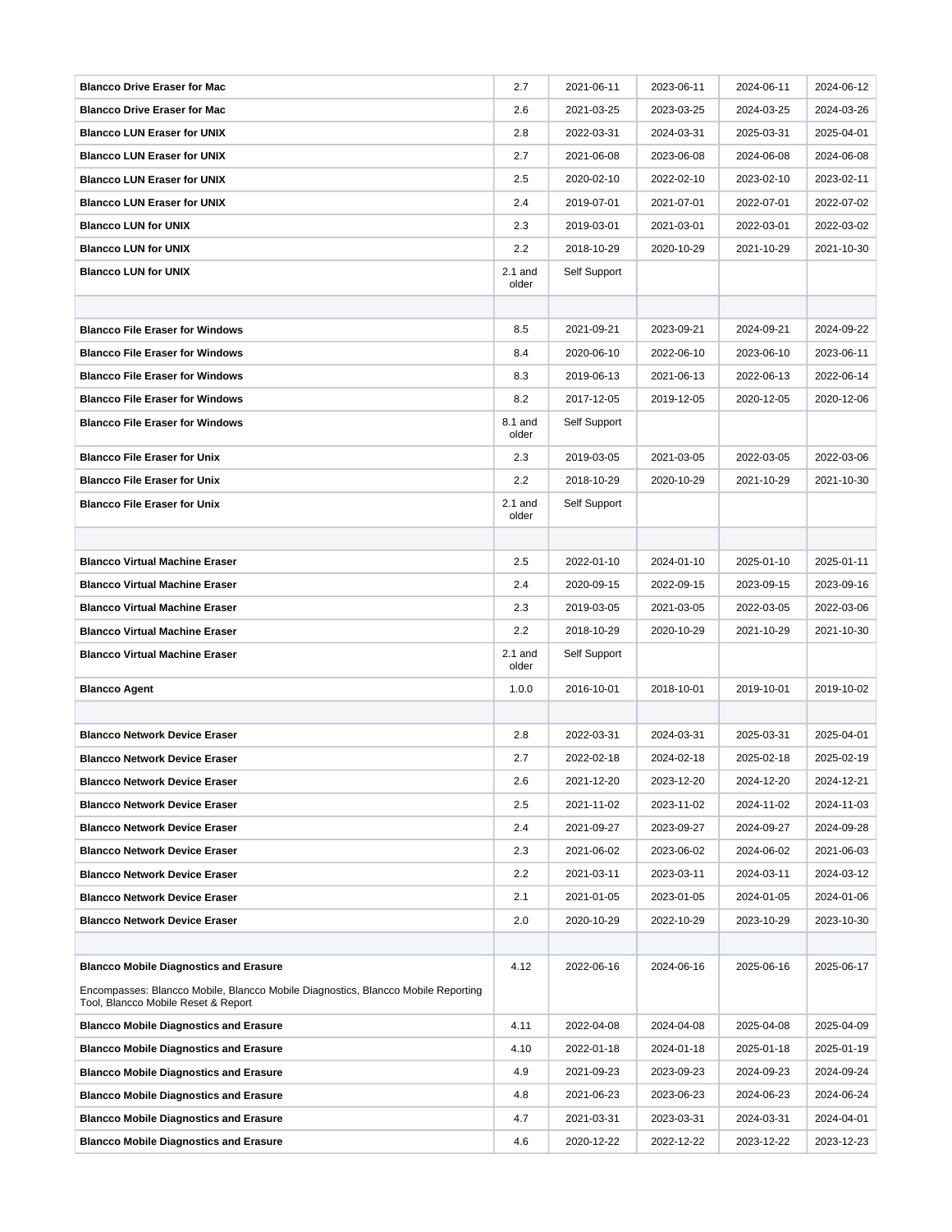| | | | | | |
|---|---|---|---|---|---|
| **Blancco Drive Eraser for Mac** | 2.7 | 2021-06-11 | 2023-06-11 | 2024-06-11 | 2024-06-12 |
| **Blancco Drive Eraser for Mac** | 2.6 | 2021-03-25 | 2023-03-25 | 2024-03-25 | 2024-03-26 |
| **Blancco LUN Eraser for UNIX** | 2.8 | 2022-03-31 | 2024-03-31 | 2025-03-31 | 2025-04-01 |
| **Blancco LUN Eraser for UNIX** | 2.7 | 2021-06-08 | 2023-06-08 | 2024-06-08 | 2024-06-08 |
| **Blancco LUN Eraser for UNIX** | 2.5 | 2020-02-10 | 2022-02-10 | 2023-02-10 | 2023-02-11 |
| **Blancco LUN Eraser for UNIX** | 2.4 | 2019-07-01 | 2021-07-01 | 2022-07-01 | 2022-07-02 |
| **Blancco LUN for UNIX** | 2.3 | 2019-03-01 | 2021-03-01 | 2022-03-01 | 2022-03-02 |
| **Blancco LUN for UNIX** | 2.2 | 2018-10-29 | 2020-10-29 | 2021-10-29 | 2021-10-30 |
| **Blancco LUN for UNIX** | 2.1 and older | Self Support | | | |
| | | | | | |
| **Blancco File Eraser for Windows** | 8.5 | 2021-09-21 | 2023-09-21 | 2024-09-21 | 2024-09-22 |
| **Blancco File Eraser for Windows** | 8.4 | 2020-06-10 | 2022-06-10 | 2023-06-10 | 2023-06-11 |
| **Blancco File Eraser for Windows** | 8.3 | 2019-06-13 | 2021-06-13 | 2022-06-13 | 2022-06-14 |
| **Blancco File Eraser for Windows** | 8.2 | 2017-12-05 | 2019-12-05 | 2020-12-05 | 2020-12-06 |
| **Blancco File Eraser for Windows** | 8.1 and older | Self Support | | | |
| **Blancco File Eraser for Unix** | 2.3 | 2019-03-05 | 2021-03-05 | 2022-03-05 | 2022-03-06 |
| **Blancco File Eraser for Unix** | 2.2 | 2018-10-29 | 2020-10-29 | 2021-10-29 | 2021-10-30 |
| **Blancco File Eraser for Unix** | 2.1 and older | Self Support | | | |
| | | | | | |
| **Blancco Virtual Machine Eraser** | 2.5 | 2022-01-10 | 2024-01-10 | 2025-01-10 | 2025-01-11 |
| **Blancco Virtual Machine Eraser** | 2.4 | 2020-09-15 | 2022-09-15 | 2023-09-15 | 2023-09-16 |
| **Blancco Virtual Machine Eraser** | 2.3 | 2019-03-05 | 2021-03-05 | 2022-03-05 | 2022-03-06 |
| **Blancco Virtual Machine Eraser** | 2.2 | 2018-10-29 | 2020-10-29 | 2021-10-29 | 2021-10-30 |
| **Blancco Virtual Machine Eraser** | 2.1 and older | Self Support | | | |
| **Blancco Agent** | 1.0.0 | 2016-10-01 | 2018-10-01 | 2019-10-01 | 2019-10-02 |
| | | | | | |
| **Blancco Network Device Eraser** | 2.8 | 2022-03-31 | 2024-03-31 | 2025-03-31 | 2025-04-01 |
| **Blancco Network Device Eraser** | 2.7 | 2022-02-18 | 2024-02-18 | 2025-02-18 | 2025-02-19 |
| **Blancco Network Device Eraser** | 2.6 | 2021-12-20 | 2023-12-20 | 2024-12-20 | 2024-12-21 |
| **Blancco Network Device Eraser** | 2.5 | 2021-11-02 | 2023-11-02 | 2024-11-02 | 2024-11-03 |
| **Blancco Network Device Eraser** | 2.4 | 2021-09-27 | 2023-09-27 | 2024-09-27 | 2024-09-28 |
| **Blancco Network Device Eraser** | 2.3 | 2021-06-02 | 2023-06-02 | 2024-06-02 | 2021-06-03 |
| **Blancco Network Device Eraser** | 2.2 | 2021-03-11 | 2023-03-11 | 2024-03-11 | 2024-03-12 |
| **Blancco Network Device Eraser** | 2.1 | 2021-01-05 | 2023-01-05 | 2024-01-05 | 2024-01-06 |
| **Blancco Network Device Eraser** | 2.0 | 2020-10-29 | 2022-10-29 | 2023-10-29 | 2023-10-30 |
| | | | | | |
| **Blancco Mobile Diagnostics and Erasure**<br><br>Encompasses: Blancco Mobile, Blancco Mobile Diagnostics, Blancco Mobile Reporting Tool, Blancco Mobile Reset & Report | 4.12 | 2022-06-16 | 2024-06-16 | 2025-06-16 | 2025-06-17 |
| **Blancco Mobile Diagnostics and Erasure** | 4.11 | 2022-04-08 | 2024-04-08 | 2025-04-08 | 2025-04-09 |
| **Blancco Mobile Diagnostics and Erasure** | 4.10 | 2022-01-18 | 2024-01-18 | 2025-01-18 | 2025-01-19 |
| **Blancco Mobile Diagnostics and Erasure** | 4.9 | 2021-09-23 | 2023-09-23 | 2024-09-23 | 2024-09-24 |
| **Blancco Mobile Diagnostics and Erasure** | 4.8 | 2021-06-23 | 2023-06-23 | 2024-06-23 | 2024-06-24 |
| **Blancco Mobile Diagnostics and Erasure** | 4.7 | 2021-03-31 | 2023-03-31 | 2024-03-31 | 2024-04-01 |
| **Blancco Mobile Diagnostics and Erasure** | 4.6 | 2020-12-22 | 2022-12-22 | 2023-12-22 | 2023-12-23 |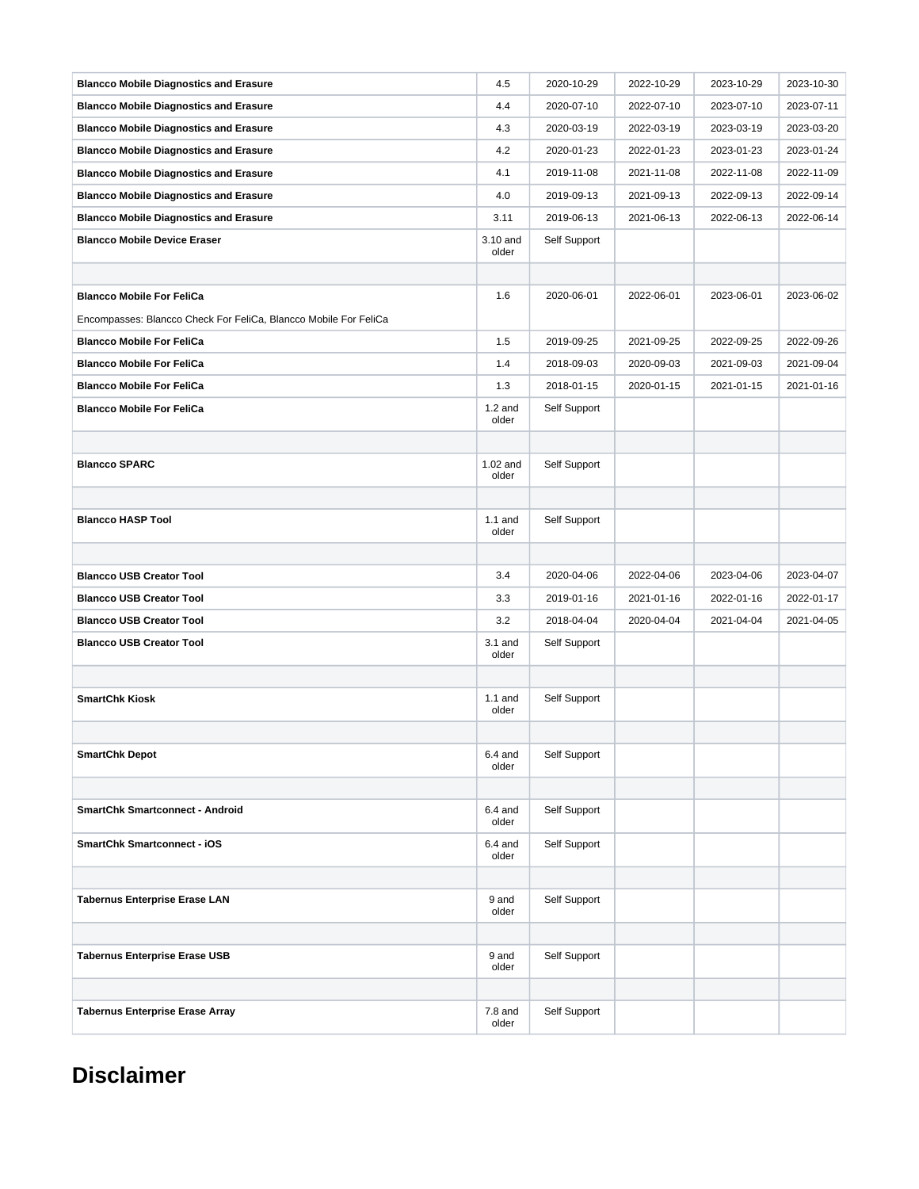| | | | | | |
|---|---|---|---|---|---|
| **Blancco Mobile Diagnostics and Erasure** | 4.5 | 2020-10-29 | 2022-10-29 | 2023-10-29 | 2023-10-30 |
| **Blancco Mobile Diagnostics and Erasure** | 4.4 | 2020-07-10 | 2022-07-10 | 2023-07-10 | 2023-07-11 |
| **Blancco Mobile Diagnostics and Erasure** | 4.3 | 2020-03-19 | 2022-03-19 | 2023-03-19 | 2023-03-20 |
| **Blancco Mobile Diagnostics and Erasure** | 4.2 | 2020-01-23 | 2022-01-23 | 2023-01-23 | 2023-01-24 |
| **Blancco Mobile Diagnostics and Erasure** | 4.1 | 2019-11-08 | 2021-11-08 | 2022-11-08 | 2022-11-09 |
| **Blancco Mobile Diagnostics and Erasure** | 4.0 | 2019-09-13 | 2021-09-13 | 2022-09-13 | 2022-09-14 |
| **Blancco Mobile Diagnostics and Erasure** | 3.11 | 2019-06-13 | 2021-06-13 | 2022-06-13 | 2022-06-14 |
| **Blancco Mobile Device Eraser** | 3.10 and older | Self Support | | | |
| | | | | | |
| **Blancco Mobile For FeliCa**<br>Encompasses: Blancco Check For FeliCa, Blancco Mobile For FeliCa | 1.6 | 2020-06-01 | 2022-06-01 | 2023-06-01 | 2023-06-02 |
| **Blancco Mobile For FeliCa** | 1.5 | 2019-09-25 | 2021-09-25 | 2022-09-25 | 2022-09-26 |
| **Blancco Mobile For FeliCa** | 1.4 | 2018-09-03 | 2020-09-03 | 2021-09-03 | 2021-09-04 |
| **Blancco Mobile For FeliCa** | 1.3 | 2018-01-15 | 2020-01-15 | 2021-01-15 | 2021-01-16 |
| **Blancco Mobile For FeliCa** | 1.2 and older | Self Support | | | |
| | | | | | |
| **Blancco SPARC** | 1.02 and older | Self Support | | | |
| | | | | | |
| **Blancco HASP Tool** | 1.1 and older | Self Support | | | |
| | | | | | |
| **Blancco USB Creator Tool** | 3.4 | 2020-04-06 | 2022-04-06 | 2023-04-06 | 2023-04-07 |
| **Blancco USB Creator Tool** | 3.3 | 2019-01-16 | 2021-01-16 | 2022-01-16 | 2022-01-17 |
| **Blancco USB Creator Tool** | 3.2 | 2018-04-04 | 2020-04-04 | 2021-04-04 | 2021-04-05 |
| **Blancco USB Creator Tool** | 3.1 and older | Self Support | | | |
| | | | | | |
| **SmartChk Kiosk** | 1.1 and older | Self Support | | | |
| | | | | | |
| **SmartChk Depot** | 6.4 and older | Self Support | | | |
| | | | | | |
| **SmartChk Smartconnect - Android** | 6.4 and older | Self Support | | | |
| **SmartChk Smartconnect - iOS** | 6.4 and older | Self Support | | | |
| | | | | | |
| **Tabernus Enterprise Erase LAN** | 9 and older | Self Support | | | |
| | | | | | |
| **Tabernus Enterprise Erase USB** | 9 and older | Self Support | | | |
| | | | | | |
| **Tabernus Enterprise Erase Array** | 7.8 and older | Self Support | | | |

# Disclaimer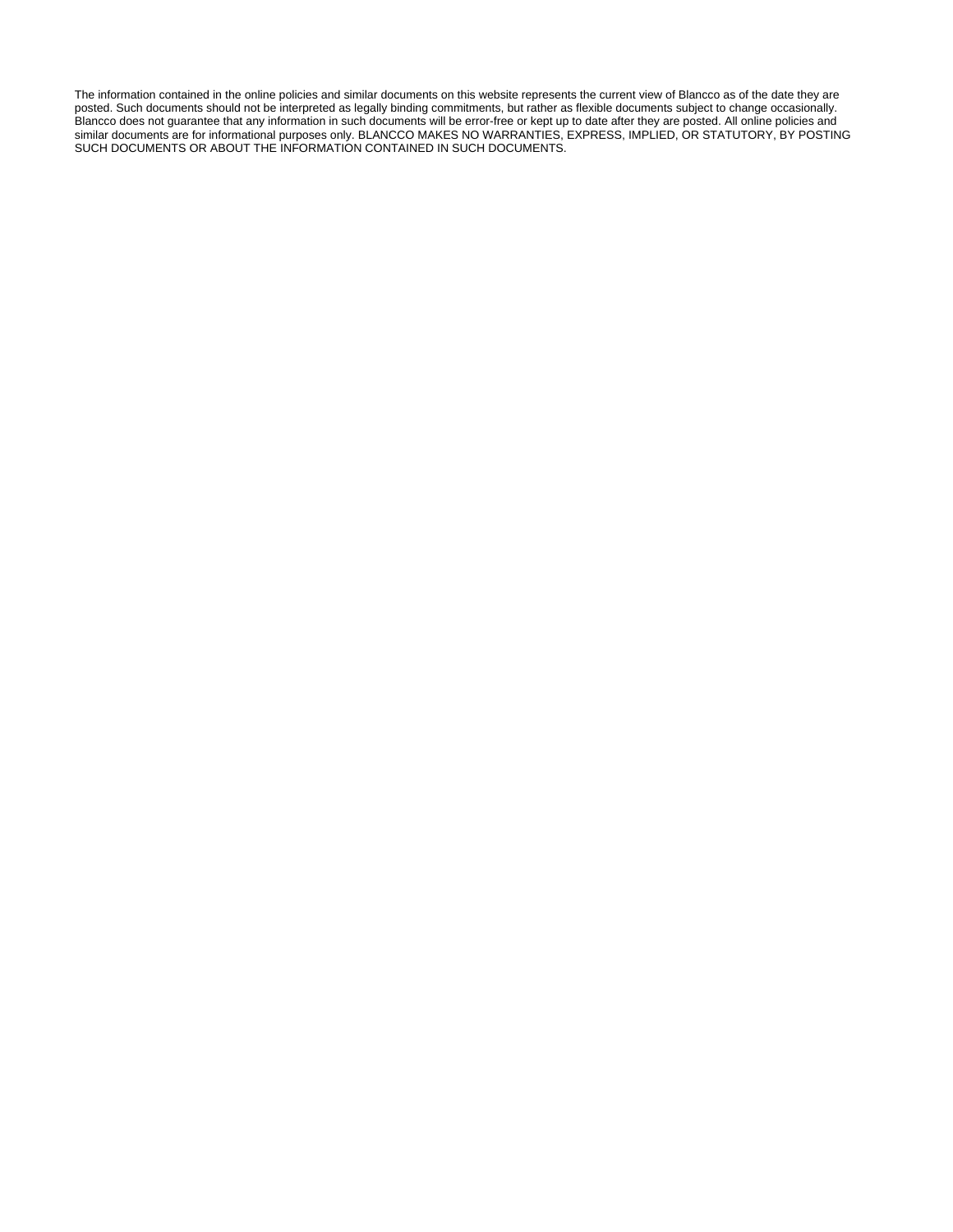The information contained in the online policies and similar documents on this website represents the current view of Blancco as of the date they are posted. Such documents should not be interpreted as legally binding commitments, but rather as flexible documents subject to change occasionally. Blancco does not guarantee that any information in such documents will be error-free or kept up to date after they are posted. All online policies and similar documents are for informational purposes only. BLANCCO MAKES NO WARRANTIES, EXPRESS, IMPLIED, OR STATUTORY, BY POSTING SUCH DOCUMENTS OR ABOUT THE INFORMATION CONTAINED IN SUCH DOCUMENTS.